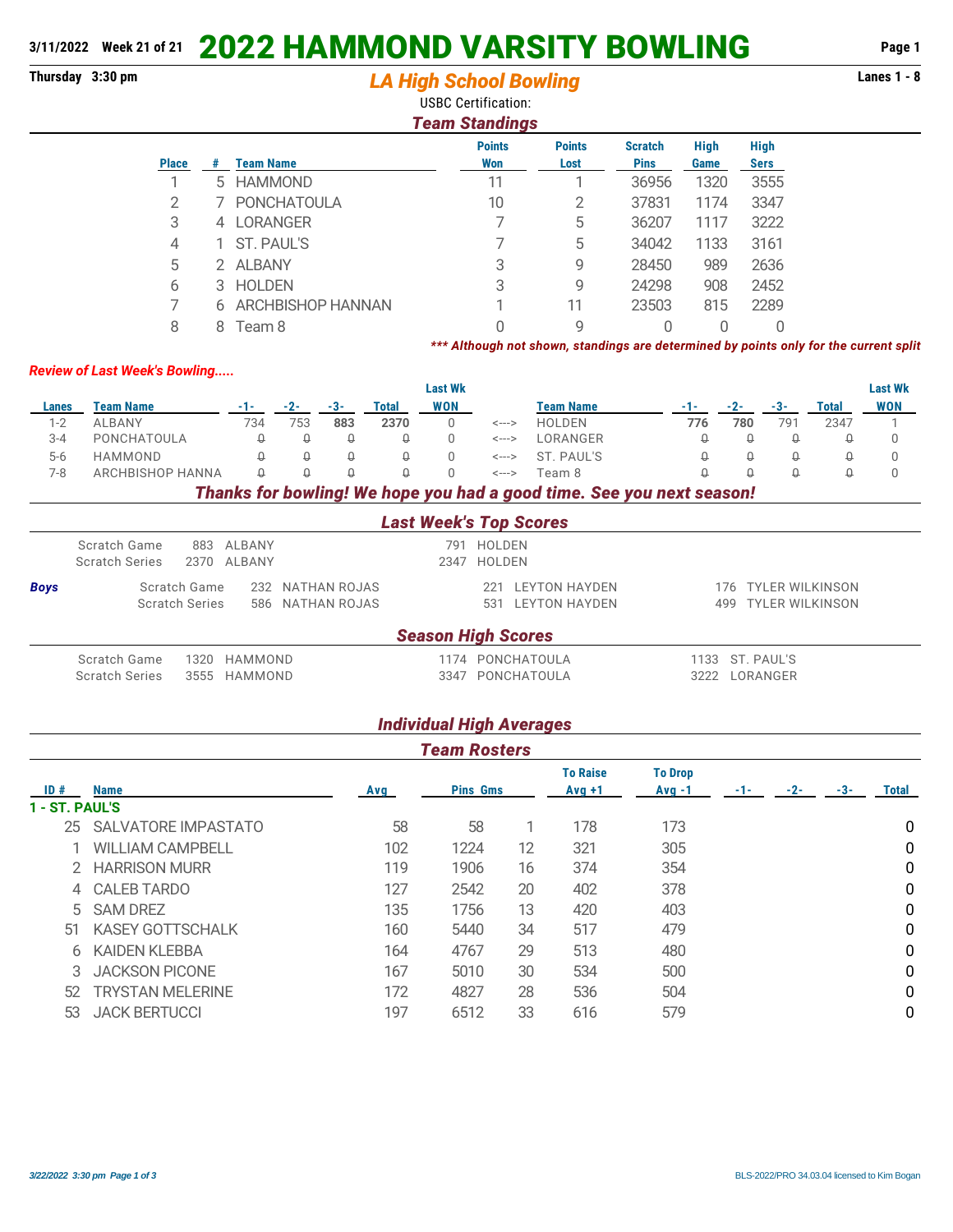3/11/2022 Week 21 of 21

# 2022 HAMMOND VARSITY BOWLING

Thursday 3:30 pm

## LA High School Bowling

Lanes 1 - 8

USBC Certification:

### Team Standings

| Place | # | Team Name | Points Won | Points Lost | Scratch Pins | High Game | High Sers |
|---|---|---|---|---|---|---|---|
| 1 | 5 | HAMMOND | 11 | 1 | 36956 | 1320 | 3555 |
| 2 | 7 | PONCHATOULA | 10 | 2 | 37831 | 1174 | 3347 |
| 3 | 4 | LORANGER | 7 | 5 | 36207 | 1117 | 3222 |
| 4 | 1 | ST. PAUL'S | 7 | 5 | 34042 | 1133 | 3161 |
| 5 | 2 | ALBANY | 3 | 9 | 28450 | 989 | 2636 |
| 6 | 3 | HOLDEN | 3 | 9 | 24298 | 908 | 2452 |
| 7 | 6 | ARCHBISHOP HANNAN | 1 | 11 | 23503 | 815 | 2289 |
| 8 | 8 | Team 8 | 0 | 9 | 0 | 0 | 0 |

*** Although not shown, standings are determined by points only for the current split

*Review of Last Week's Bowling.....*

| Lanes | Team Name | -1- | -2- | -3- | Total | Last Wk WON | | Team Name | -1- | -2- | -3- | Total | Last Wk WON |
|---|---|---|---|---|---|---|---|---|---|---|---|---|---|
| 1-2 | ALBANY | 734 | 753 | **883** | **2370** | 0 | <---> | HOLDEN | **776** | **780** | 791 | 2347 | 1 |
| 3-4 | PONCHATOULA | 0 | 0 | 0 | 0 | 0 | <---> | LORANGER | 0 | 0 | 0 | 0 | 0 |
| 5-6 | HAMMOND | 0 | 0 | 0 | 0 | 0 | <---> | ST. PAUL'S | 0 | 0 | 0 | 0 | 0 |
| 7-8 | ARCHBISHOP HANNA | 0 | 0 | 0 | 0 | 0 | <---> | Team 8 | 0 | 0 | 0 | 0 | 0 |

***Thanks for bowling! We hope you had a good time. See you next season!***

### Last Week's Top Scores

| | | | | | | |
|---|---|---|---|---|---|---|
| Scratch Game | 883 | ALBANY | 791 | HOLDEN | | |
| Scratch Series | 2370 | ALBANY | 2347 | HOLDEN | | |

**Boys**

| | | | | | | |
|---|---|---|---|---|---|---|
| Scratch Game | 232 | NATHAN ROJAS | 221 | LEYTON HAYDEN | 176 | TYLER WILKINSON |
| Scratch Series | 586 | NATHAN ROJAS | 531 | LEYTON HAYDEN | 499 | TYLER WILKINSON |

### Season High Scores

| | | | | | | |
|---|---|---|---|---|---|---|
| Scratch Game | 1320 | HAMMOND | 1174 | PONCHATOULA | 1133 | ST. PAUL'S |
| Scratch Series | 3555 | HAMMOND | 3347 | PONCHATOULA | 3222 | LORANGER |

### Individual High Averages

### Team Rosters

| ID # | Name | Avg | Pins | Gms | To Raise Avg +1 | To Drop Avg -1 | -1- | -2- | -3- | Total |
|---|---|---|---|---|---|---|---|---|---|---|
| **1 - ST. PAUL'S** | | | | | | | | | | |
| 25 | SALVATORE IMPASTATO | 58 | 58 | 1 | 178 | 173 | | | | 0 |
| 1 | WILLIAM CAMPBELL | 102 | 1224 | 12 | 321 | 305 | | | | 0 |
| 2 | HARRISON MURR | 119 | 1906 | 16 | 374 | 354 | | | | 0 |
| 4 | CALEB TARDO | 127 | 2542 | 20 | 402 | 378 | | | | 0 |
| 5 | SAM DREZ | 135 | 1756 | 13 | 420 | 403 | | | | 0 |
| 51 | KASEY GOTTSCHALK | 160 | 5440 | 34 | 517 | 479 | | | | 0 |
| 6 | KAIDEN KLEBBA | 164 | 4767 | 29 | 513 | 480 | | | | 0 |
| 3 | JACKSON PICONE | 167 | 5010 | 30 | 534 | 500 | | | | 0 |
| 52 | TRYSTAN MELERINE | 172 | 4827 | 28 | 536 | 504 | | | | 0 |
| 53 | JACK BERTUCCI | 197 | 6512 | 33 | 616 | 579 | | | | 0 |

*3/22/2022 3:30 pm*

BLS-2022/PRO 34.03.04 licensed to Kim Bogan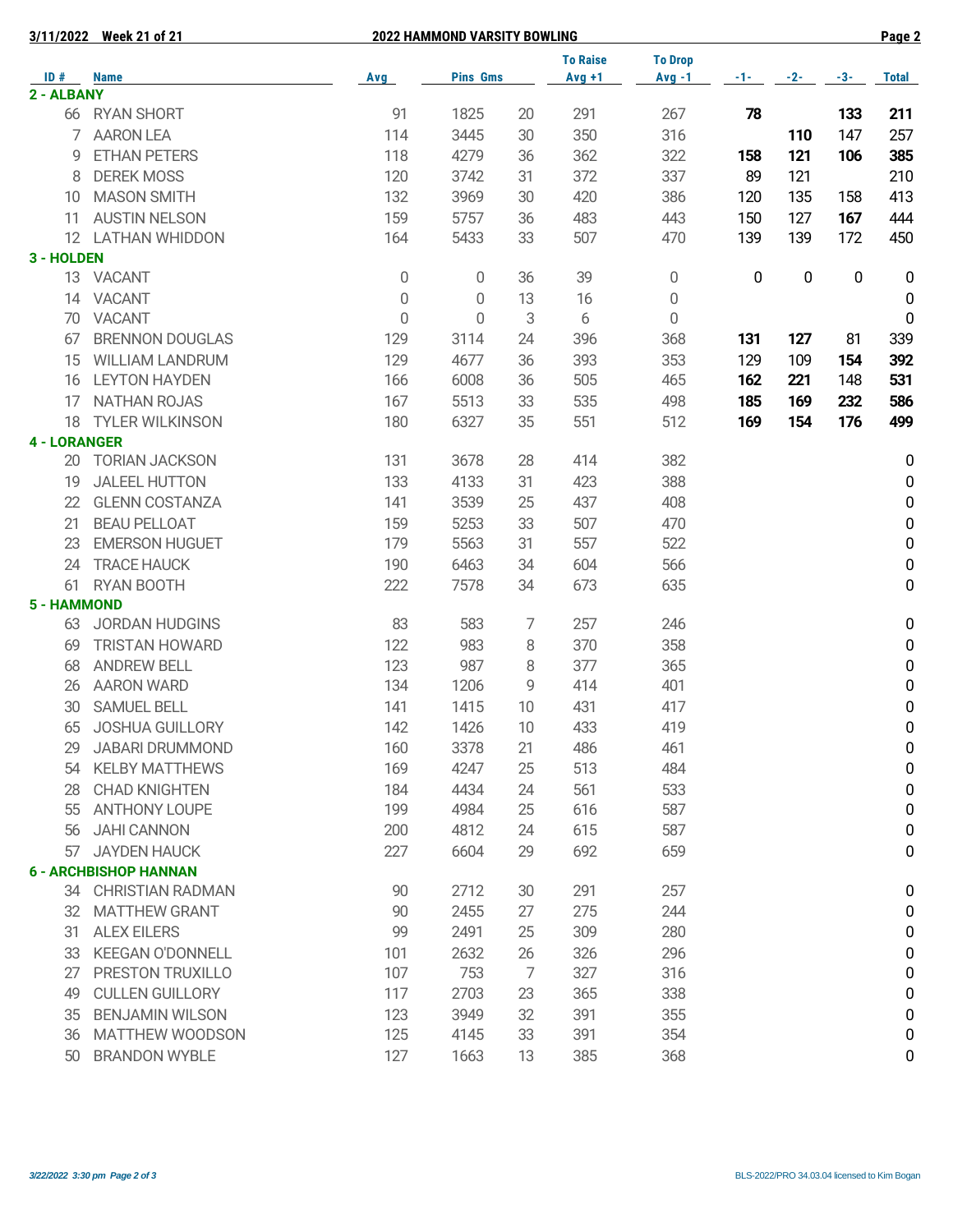**3/11/2022 Week 21 of 21** **2022 HAMMOND VARSITY BOWLING**

| ID # | Name | Avg | Pins | Gms | To Raise Avg +1 | To Drop Avg -1 | -1- | -2- | -3- | Total |
|---|---|---|---|---|---|---|---|---|---|---|
| **2 - ALBANY** | | | | | | | | | | |
| 66 | RYAN SHORT | 91 | 1825 | 20 | 291 | 267 | **78** | | **133** | **211** |
| 7 | AARON LEA | 114 | 3445 | 30 | 350 | 316 | | **110** | 147 | 257 |
| 9 | ETHAN PETERS | 118 | 4279 | 36 | 362 | 322 | **158** | **121** | **106** | **385** |
| 8 | DEREK MOSS | 120 | 3742 | 31 | 372 | 337 | 89 | 121 | | 210 |
| 10 | MASON SMITH | 132 | 3969 | 30 | 420 | 386 | 120 | 135 | 158 | 413 |
| 11 | AUSTIN NELSON | 159 | 5757 | 36 | 483 | 443 | 150 | 127 | **167** | 444 |
| 12 | LATHAN WHIDDON | 164 | 5433 | 33 | 507 | 470 | 139 | 139 | 172 | 450 |
| **3 - HOLDEN** | | | | | | | | | | |
| 13 | VACANT | 0 | 0 | 36 | 39 | 0 | 0 | 0 | 0 | 0 |
| 14 | VACANT | 0 | 0 | 13 | 16 | 0 | | | | 0 |
| 70 | VACANT | 0 | 0 | 3 | 6 | 0 | | | | 0 |
| 67 | BRENNON DOUGLAS | 129 | 3114 | 24 | 396 | 368 | **131** | **127** | 81 | 339 |
| 15 | WILLIAM LANDRUM | 129 | 4677 | 36 | 393 | 353 | 129 | 109 | **154** | **392** |
| 16 | LEYTON HAYDEN | 166 | 6008 | 36 | 505 | 465 | **162** | **221** | 148 | **531** |
| 17 | NATHAN ROJAS | 167 | 5513 | 33 | 535 | 498 | **185** | **169** | **232** | **586** |
| 18 | TYLER WILKINSON | 180 | 6327 | 35 | 551 | 512 | **169** | **154** | **176** | **499** |
| **4 - LORANGER** | | | | | | | | | | |
| 20 | TORIAN JACKSON | 131 | 3678 | 28 | 414 | 382 | | | | 0 |
| 19 | JALEEL HUTTON | 133 | 4133 | 31 | 423 | 388 | | | | 0 |
| 22 | GLENN COSTANZA | 141 | 3539 | 25 | 437 | 408 | | | | 0 |
| 21 | BEAU PELLOAT | 159 | 5253 | 33 | 507 | 470 | | | | 0 |
| 23 | EMERSON HUGUET | 179 | 5563 | 31 | 557 | 522 | | | | 0 |
| 24 | TRACE HAUCK | 190 | 6463 | 34 | 604 | 566 | | | | 0 |
| 61 | RYAN BOOTH | 222 | 7578 | 34 | 673 | 635 | | | | 0 |
| **5 - HAMMOND** | | | | | | | | | | |
| 63 | JORDAN HUDGINS | 83 | 583 | 7 | 257 | 246 | | | | 0 |
| 69 | TRISTAN HOWARD | 122 | 983 | 8 | 370 | 358 | | | | 0 |
| 68 | ANDREW BELL | 123 | 987 | 8 | 377 | 365 | | | | 0 |
| 26 | AARON WARD | 134 | 1206 | 9 | 414 | 401 | | | | 0 |
| 30 | SAMUEL BELL | 141 | 1415 | 10 | 431 | 417 | | | | 0 |
| 65 | JOSHUA GUILLORY | 142 | 1426 | 10 | 433 | 419 | | | | 0 |
| 29 | JABARI DRUMMOND | 160 | 3378 | 21 | 486 | 461 | | | | 0 |
| 54 | KELBY MATTHEWS | 169 | 4247 | 25 | 513 | 484 | | | | 0 |
| 28 | CHAD KNIGHTEN | 184 | 4434 | 24 | 561 | 533 | | | | 0 |
| 55 | ANTHONY LOUPE | 199 | 4984 | 25 | 616 | 587 | | | | 0 |
| 56 | JAHI CANNON | 200 | 4812 | 24 | 615 | 587 | | | | 0 |
| 57 | JAYDEN HAUCK | 227 | 6604 | 29 | 692 | 659 | | | | 0 |
| **6 - ARCHBISHOP HANNAN** | | | | | | | | | | |
| 34 | CHRISTIAN RADMAN | 90 | 2712 | 30 | 291 | 257 | | | | 0 |
| 32 | MATTHEW GRANT | 90 | 2455 | 27 | 275 | 244 | | | | 0 |
| 31 | ALEX EILERS | 99 | 2491 | 25 | 309 | 280 | | | | 0 |
| 33 | KEEGAN O'DONNELL | 101 | 2632 | 26 | 326 | 296 | | | | 0 |
| 27 | PRESTON TRUXILLO | 107 | 753 | 7 | 327 | 316 | | | | 0 |
| 49 | CULLEN GUILLORY | 117 | 2703 | 23 | 365 | 338 | | | | 0 |
| 35 | BENJAMIN WILSON | 123 | 3949 | 32 | 391 | 355 | | | | 0 |
| 36 | MATTHEW WOODSON | 125 | 4145 | 33 | 391 | 354 | | | | 0 |
| 50 | BRANDON WYBLE | 127 | 1663 | 13 | 385 | 368 | | | | 0 |

*3/22/2022 3:30 pm* BLS-2022/PRO 34.03.04 licensed to Kim Bogan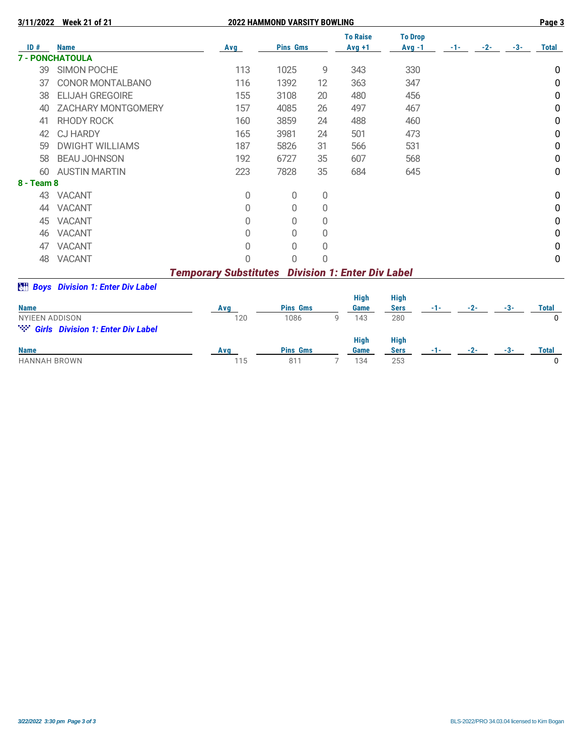3/11/2022 Week 21 of 21 — 2022 HAMMOND VARSITY BOWLING

| ID # | Name | Avg | Pins | Gms | To Raise Avg +1 | To Drop Avg -1 | -1- | -2- | -3- | Total |
|---|---|---|---|---|---|---|---|---|---|---|
| **7 - PONCHATOULA** | | | | | | | | | | |
| 39 | SIMON POCHE | 113 | 1025 | 9 | 343 | 330 | | | | 0 |
| 37 | CONOR MONTALBANO | 116 | 1392 | 12 | 363 | 347 | | | | 0 |
| 38 | ELIJAH GREGOIRE | 155 | 3108 | 20 | 480 | 456 | | | | 0 |
| 40 | ZACHARY MONTGOMERY | 157 | 4085 | 26 | 497 | 467 | | | | 0 |
| 41 | RHODY ROCK | 160 | 3859 | 24 | 488 | 460 | | | | 0 |
| 42 | CJ HARDY | 165 | 3981 | 24 | 501 | 473 | | | | 0 |
| 59 | DWIGHT WILLIAMS | 187 | 5826 | 31 | 566 | 531 | | | | 0 |
| 58 | BEAU JOHNSON | 192 | 6727 | 35 | 607 | 568 | | | | 0 |
| 60 | AUSTIN MARTIN | 223 | 7828 | 35 | 684 | 645 | | | | 0 |
| **8 - Team 8** | | | | | | | | | | |
| 43 | VACANT | 0 | 0 | 0 | | | | | | 0 |
| 44 | VACANT | 0 | 0 | 0 | | | | | | 0 |
| 45 | VACANT | 0 | 0 | 0 | | | | | | 0 |
| 46 | VACANT | 0 | 0 | 0 | | | | | | 0 |
| 47 | VACANT | 0 | 0 | 0 | | | | | | 0 |
| 48 | VACANT | 0 | 0 | 0 | | | | | | 0 |

## *Temporary Substitutes Division 1: Enter Div Label*

### *Boys Division 1: Enter Div Label*

| Name | Avg | Pins | Gms | High Game | High Sers | -1- | -2- | -3- | Total |
|---|---|---|---|---|---|---|---|---|---|
| NYIEEN ADDISON | 120 | 1086 | 9 | 143 | 280 | | | | 0 |

### *Girls Division 1: Enter Div Label*

| Name | Avg | Pins | Gms | High Game | High Sers | -1- | -2- | -3- | Total |
|---|---|---|---|---|---|---|---|---|---|
| HANNAH BROWN | 115 | 811 | 7 | 134 | 253 | | | | 0 |

*3/22/2022 3:30 pm* — BLS-2022/PRO 34.03.04 licensed to Kim Bogan